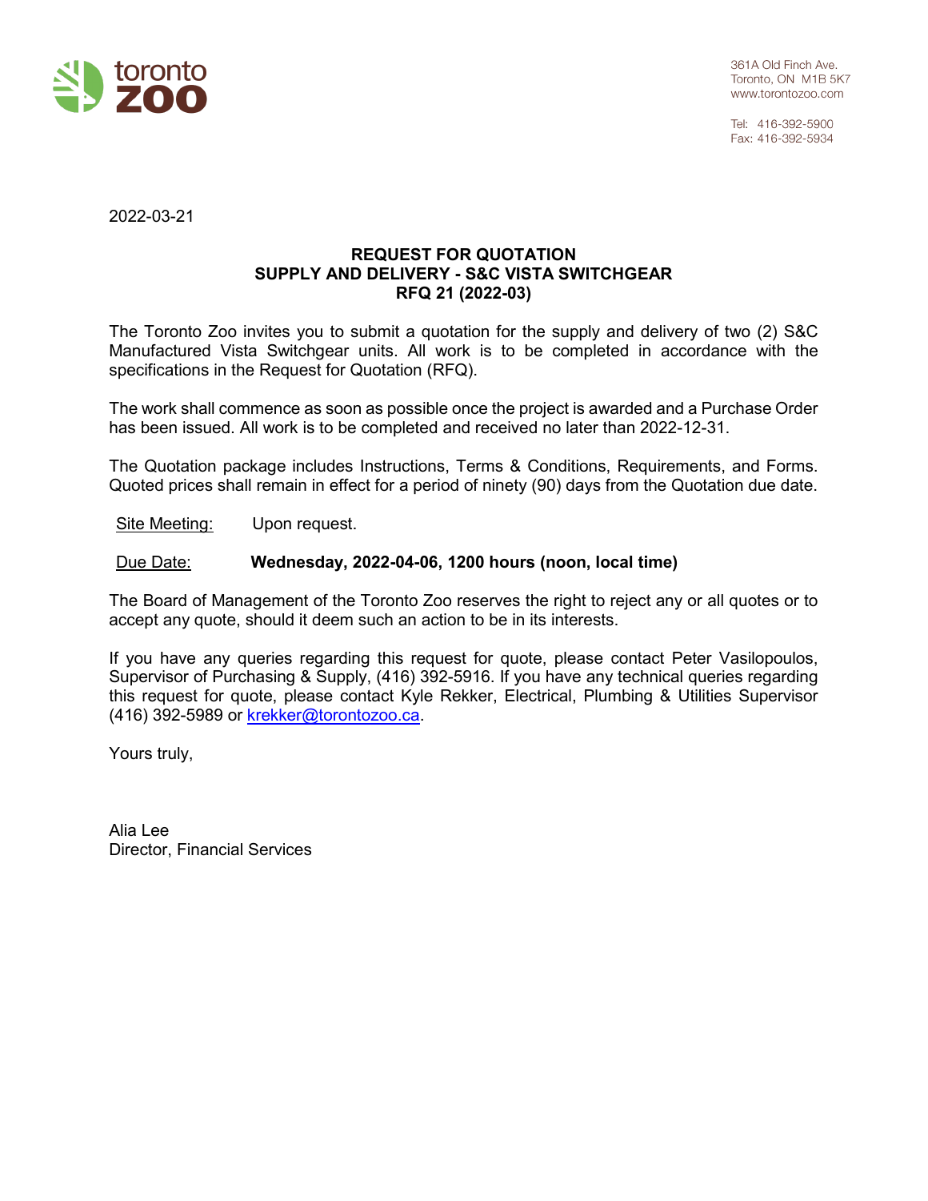toronto zoo

361A Old Finch Ave.
Toronto, ON M1B 5K7
www.torontozoo.com

Tel: 416-392-5900
Fax: 416-392-5934

2022-03-21

**REQUEST FOR QUOTATION**
**SUPPLY AND DELIVERY - S&C VISTA SWITCHGEAR**
**RFQ 21 (2022-03)**

The Toronto Zoo invites you to submit a quotation for the supply and delivery of two (2) S&C Manufactured Vista Switchgear units. All work is to be completed in accordance with the specifications in the Request for Quotation (RFQ).

The work shall commence as soon as possible once the project is awarded and a Purchase Order has been issued. All work is to be completed and received no later than 2022-12-31.

The Quotation package includes Instructions, Terms & Conditions, Requirements, and Forms. Quoted prices shall remain in effect for a period of ninety (90) days from the Quotation due date.

Site Meeting: Upon request.

Due Date: **Wednesday, 2022-04-06, 1200 hours (noon, local time)**

The Board of Management of the Toronto Zoo reserves the right to reject any or all quotes or to accept any quote, should it deem such an action to be in its interests.

If you have any queries regarding this request for quote, please contact Peter Vasilopoulos, Supervisor of Purchasing & Supply, (416) 392-5916. If you have any technical queries regarding this request for quote, please contact Kyle Rekker, Electrical, Plumbing & Utilities Supervisor (416) 392-5989 or krekker@torontozoo.ca.

Yours truly,

Alia Lee
Director, Financial Services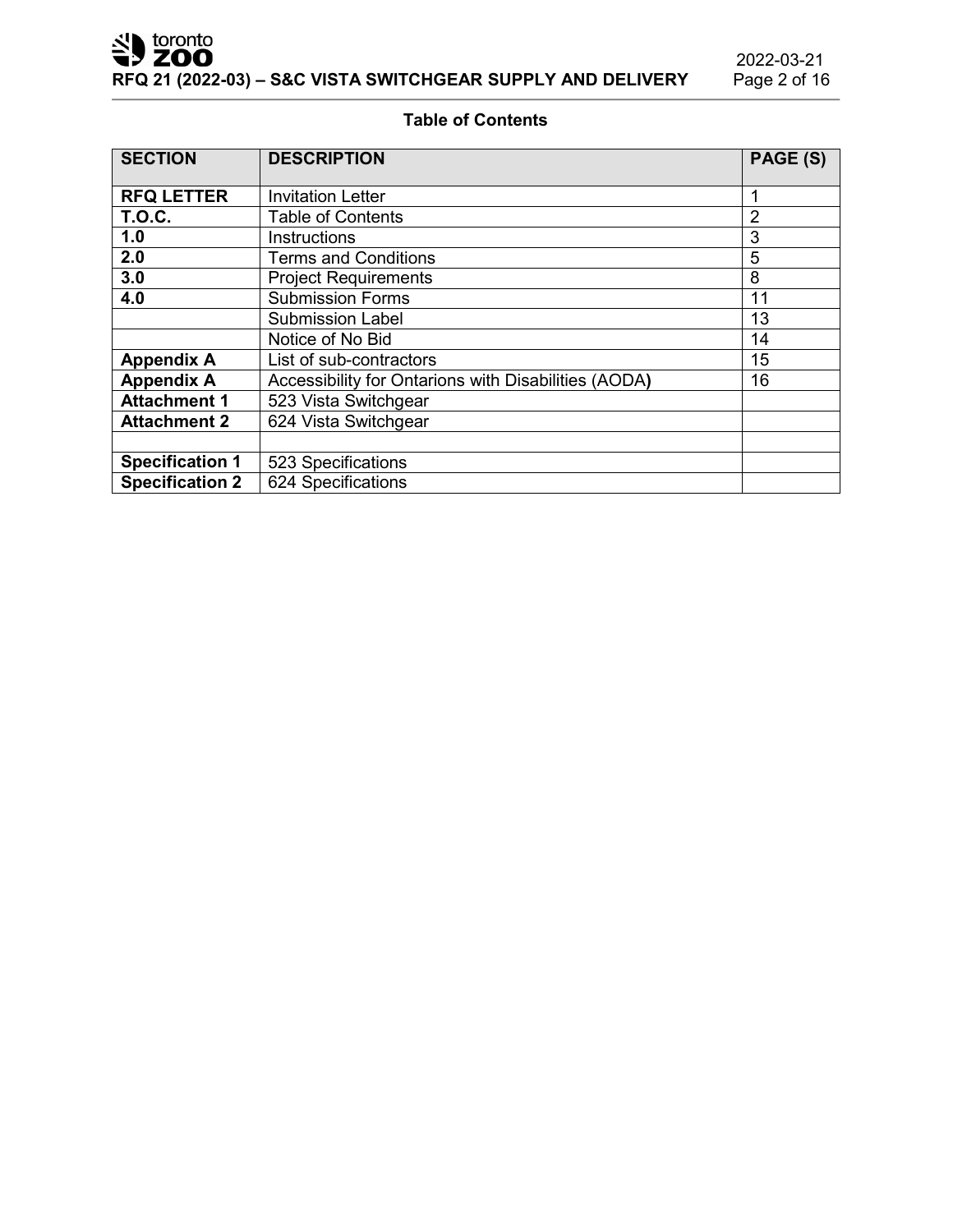## Table of Contents

| SECTION | DESCRIPTION | PAGE (S) |
|---|---|---|
| **RFQ LETTER** | Invitation Letter | 1 |
| **T.O.C.** | Table of Contents | 2 |
| **1.0** | Instructions | 3 |
| **2.0** | Terms and Conditions | 5 |
| **3.0** | Project Requirements | 8 |
| **4.0** | Submission Forms | 11 |
| | Submission Label | 13 |
| | Notice of No Bid | 14 |
| **Appendix A** | List of sub-contractors | 15 |
| **Appendix A** | Accessibility for Ontarions with Disabilities (AODA**)** | 16 |
| **Attachment 1** | 523 Vista Switchgear | |
| **Attachment 2** | 624 Vista Switchgear | |
| | | |
| **Specification 1** | 523 Specifications | |
| **Specification 2** | 624 Specifications | |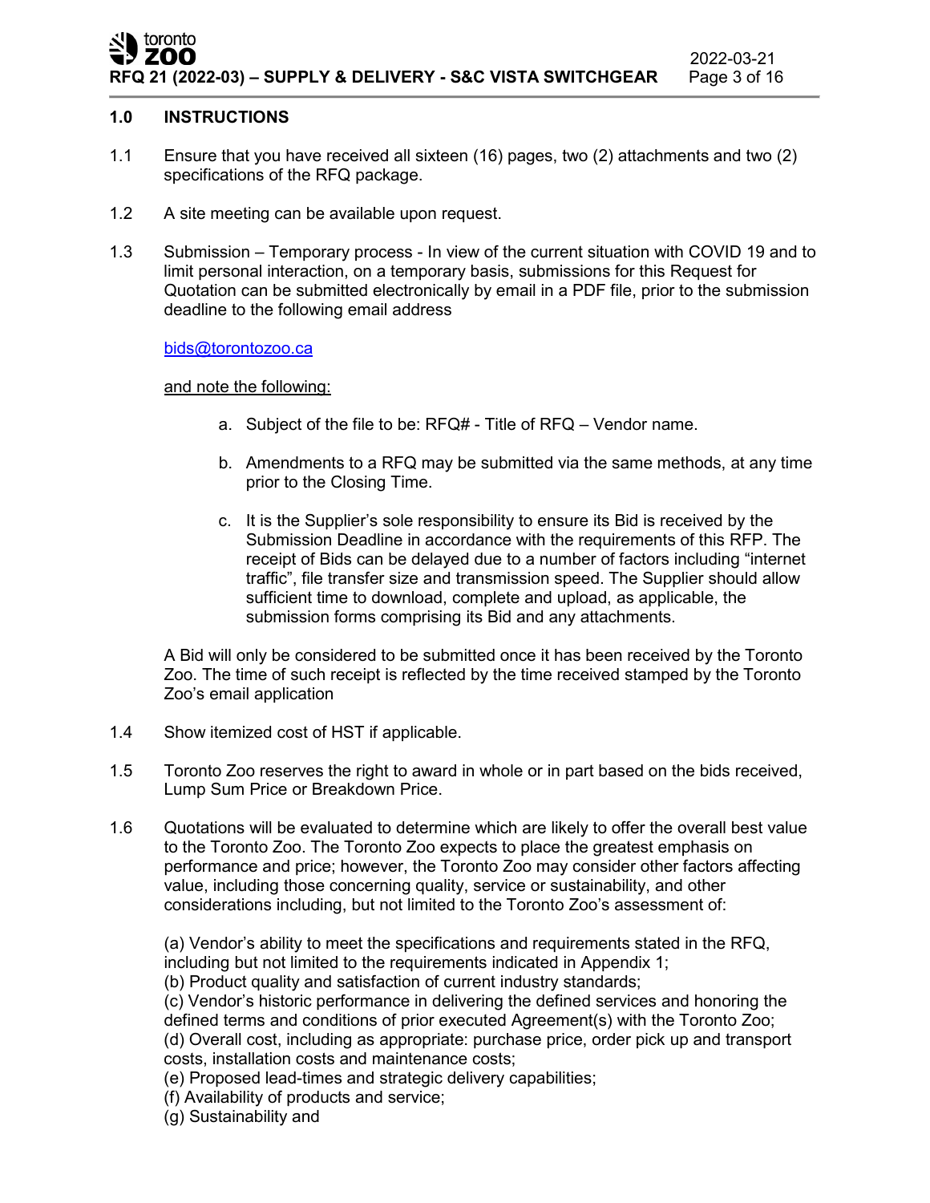## 1.0 INSTRUCTIONS

1.1 Ensure that you have received all sixteen (16) pages, two (2) attachments and two (2) specifications of the RFQ package.

1.2 A site meeting can be available upon request.

1.3 Submission – Temporary process - In view of the current situation with COVID 19 and to limit personal interaction, on a temporary basis, submissions for this Request for Quotation can be submitted electronically by email in a PDF file, prior to the submission deadline to the following email address

bids@torontozoo.ca

and note the following:

a. Subject of the file to be: RFQ# - Title of RFQ – Vendor name.

b. Amendments to a RFQ may be submitted via the same methods, at any time prior to the Closing Time.

c. It is the Supplier's sole responsibility to ensure its Bid is received by the Submission Deadline in accordance with the requirements of this RFP. The receipt of Bids can be delayed due to a number of factors including "internet traffic", file transfer size and transmission speed. The Supplier should allow sufficient time to download, complete and upload, as applicable, the submission forms comprising its Bid and any attachments.

A Bid will only be considered to be submitted once it has been received by the Toronto Zoo. The time of such receipt is reflected by the time received stamped by the Toronto Zoo's email application

1.4 Show itemized cost of HST if applicable.

1.5 Toronto Zoo reserves the right to award in whole or in part based on the bids received, Lump Sum Price or Breakdown Price.

1.6 Quotations will be evaluated to determine which are likely to offer the overall best value to the Toronto Zoo. The Toronto Zoo expects to place the greatest emphasis on performance and price; however, the Toronto Zoo may consider other factors affecting value, including those concerning quality, service or sustainability, and other considerations including, but not limited to the Toronto Zoo's assessment of:

(a) Vendor's ability to meet the specifications and requirements stated in the RFQ, including but not limited to the requirements indicated in Appendix 1;
(b) Product quality and satisfaction of current industry standards;
(c) Vendor's historic performance in delivering the defined services and honoring the defined terms and conditions of prior executed Agreement(s) with the Toronto Zoo;
(d) Overall cost, including as appropriate: purchase price, order pick up and transport costs, installation costs and maintenance costs;
(e) Proposed lead-times and strategic delivery capabilities;
(f) Availability of products and service;
(g) Sustainability and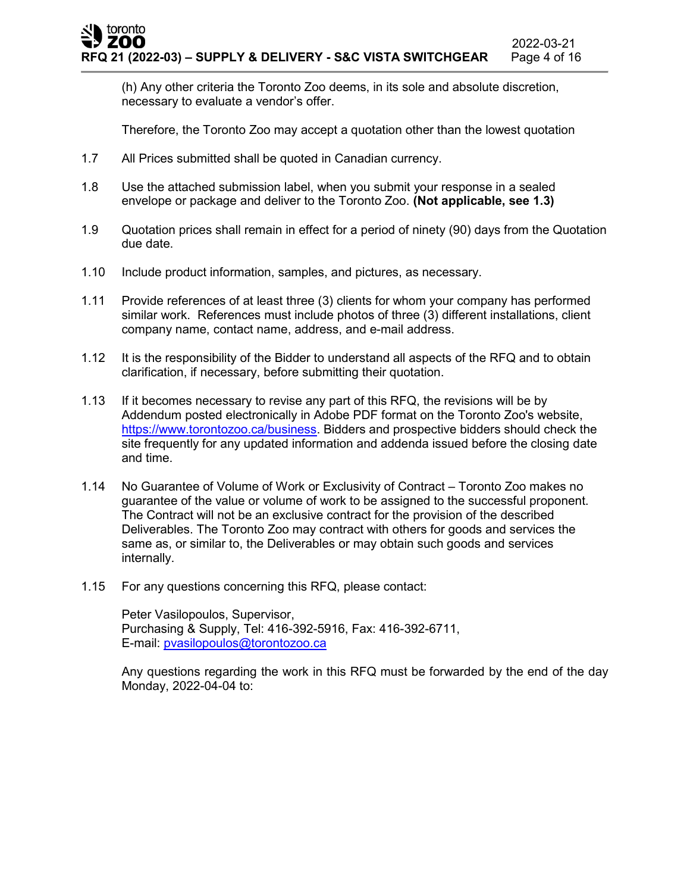(h) Any other criteria the Toronto Zoo deems, in its sole and absolute discretion, necessary to evaluate a vendor's offer.

Therefore, the Toronto Zoo may accept a quotation other than the lowest quotation

1.7 All Prices submitted shall be quoted in Canadian currency.

1.8 Use the attached submission label, when you submit your response in a sealed envelope or package and deliver to the Toronto Zoo. **(Not applicable, see 1.3)**

1.9 Quotation prices shall remain in effect for a period of ninety (90) days from the Quotation due date.

1.10 Include product information, samples, and pictures, as necessary.

1.11 Provide references of at least three (3) clients for whom your company has performed similar work. References must include photos of three (3) different installations, client company name, contact name, address, and e-mail address.

1.12 It is the responsibility of the Bidder to understand all aspects of the RFQ and to obtain clarification, if necessary, before submitting their quotation.

1.13 If it becomes necessary to revise any part of this RFQ, the revisions will be by Addendum posted electronically in Adobe PDF format on the Toronto Zoo's website, https://www.torontozoo.ca/business. Bidders and prospective bidders should check the site frequently for any updated information and addenda issued before the closing date and time.

1.14 No Guarantee of Volume of Work or Exclusivity of Contract – Toronto Zoo makes no guarantee of the value or volume of work to be assigned to the successful proponent. The Contract will not be an exclusive contract for the provision of the described Deliverables. The Toronto Zoo may contract with others for goods and services the same as, or similar to, the Deliverables or may obtain such goods and services internally.

1.15 For any questions concerning this RFQ, please contact:

Peter Vasilopoulos, Supervisor,
Purchasing & Supply, Tel: 416-392-5916, Fax: 416-392-6711,
E-mail: pvasilopoulos@torontozoo.ca

Any questions regarding the work in this RFQ must be forwarded by the end of the day Monday, 2022-04-04 to: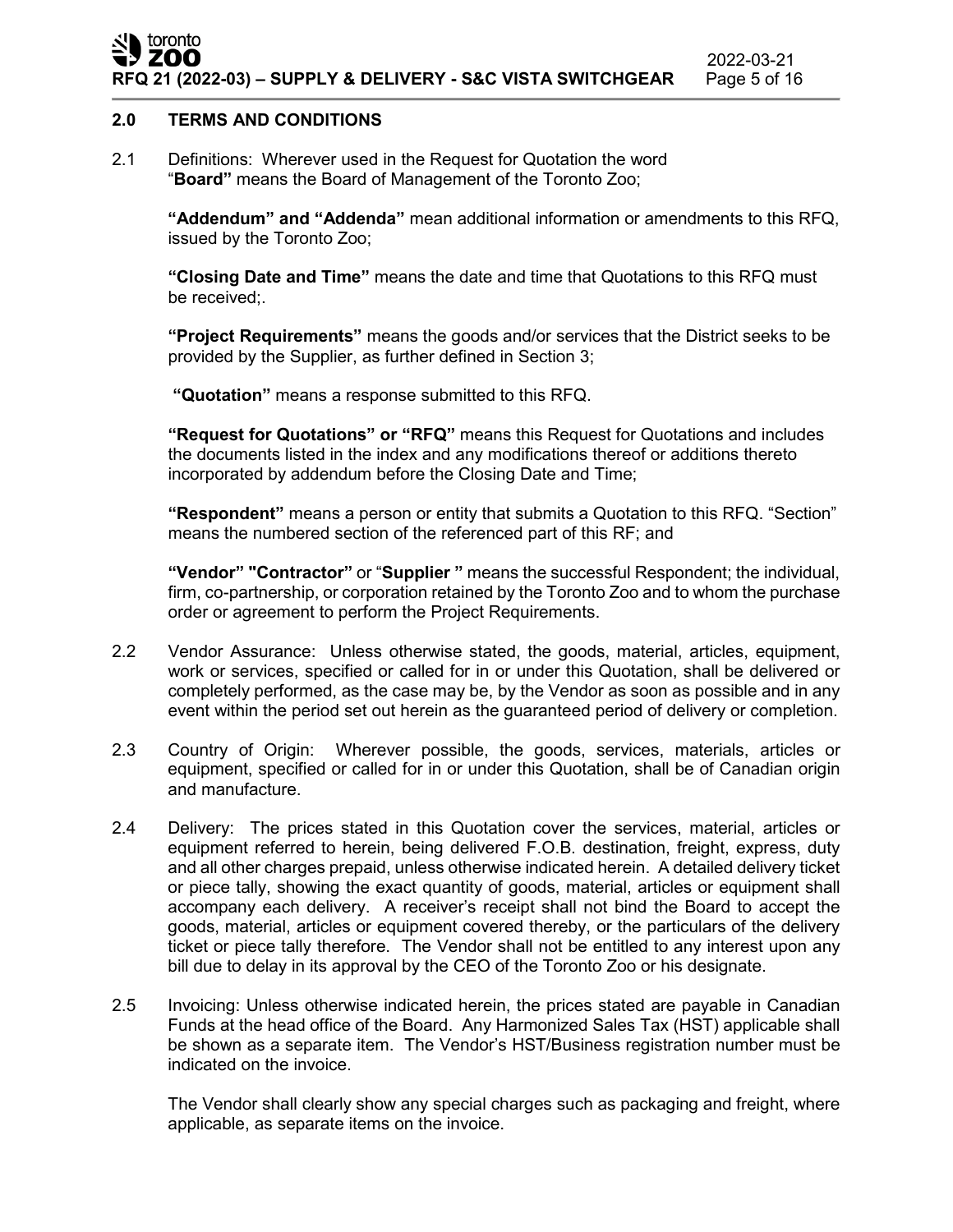## 2.0 TERMS AND CONDITIONS

2.1 Definitions: Wherever used in the Request for Quotation the word "**Board"** means the Board of Management of the Toronto Zoo;

**"Addendum" and "Addenda"** mean additional information or amendments to this RFQ, issued by the Toronto Zoo;

**"Closing Date and Time"** means the date and time that Quotations to this RFQ must be received;.

**"Project Requirements"** means the goods and/or services that the District seeks to be provided by the Supplier, as further defined in Section 3;

**"Quotation"** means a response submitted to this RFQ.

**"Request for Quotations" or "RFQ"** means this Request for Quotations and includes the documents listed in the index and any modifications thereof or additions thereto incorporated by addendum before the Closing Date and Time;

**"Respondent"** means a person or entity that submits a Quotation to this RFQ. "Section" means the numbered section of the referenced part of this RF; and

**"Vendor" "Contractor"** or "**Supplier "** means the successful Respondent; the individual, firm, co-partnership, or corporation retained by the Toronto Zoo and to whom the purchase order or agreement to perform the Project Requirements.

2.2 Vendor Assurance: Unless otherwise stated, the goods, material, articles, equipment, work or services, specified or called for in or under this Quotation, shall be delivered or completely performed, as the case may be, by the Vendor as soon as possible and in any event within the period set out herein as the guaranteed period of delivery or completion.

2.3 Country of Origin: Wherever possible, the goods, services, materials, articles or equipment, specified or called for in or under this Quotation, shall be of Canadian origin and manufacture.

2.4 Delivery: The prices stated in this Quotation cover the services, material, articles or equipment referred to herein, being delivered F.O.B. destination, freight, express, duty and all other charges prepaid, unless otherwise indicated herein. A detailed delivery ticket or piece tally, showing the exact quantity of goods, material, articles or equipment shall accompany each delivery. A receiver's receipt shall not bind the Board to accept the goods, material, articles or equipment covered thereby, or the particulars of the delivery ticket or piece tally therefore. The Vendor shall not be entitled to any interest upon any bill due to delay in its approval by the CEO of the Toronto Zoo or his designate.

2.5 Invoicing: Unless otherwise indicated herein, the prices stated are payable in Canadian Funds at the head office of the Board. Any Harmonized Sales Tax (HST) applicable shall be shown as a separate item. The Vendor's HST/Business registration number must be indicated on the invoice.

The Vendor shall clearly show any special charges such as packaging and freight, where applicable, as separate items on the invoice.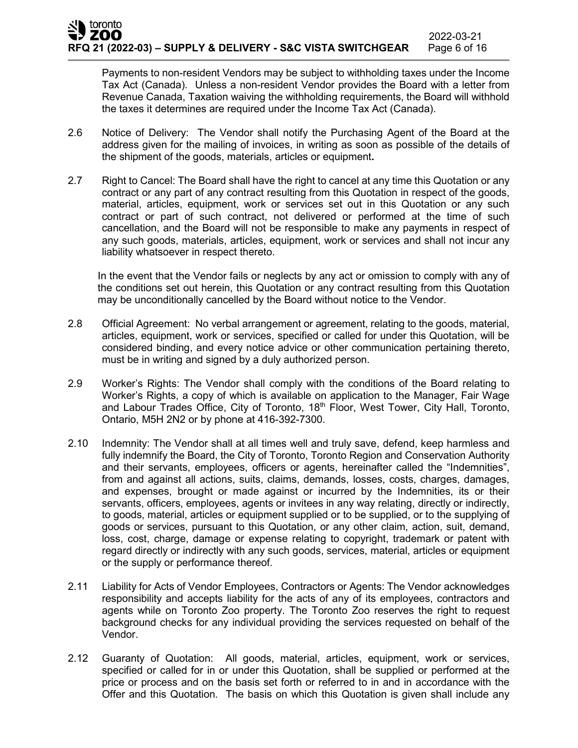Payments to non-resident Vendors may be subject to withholding taxes under the Income Tax Act (Canada). Unless a non-resident Vendor provides the Board with a letter from Revenue Canada, Taxation waiving the withholding requirements, the Board will withhold the taxes it determines are required under the Income Tax Act (Canada).

2.6 Notice of Delivery: The Vendor shall notify the Purchasing Agent of the Board at the address given for the mailing of invoices, in writing as soon as possible of the details of the shipment of the goods, materials, articles or equipment**.**

2.7 Right to Cancel: The Board shall have the right to cancel at any time this Quotation or any contract or any part of any contract resulting from this Quotation in respect of the goods, material, articles, equipment, work or services set out in this Quotation or any such contract or part of such contract, not delivered or performed at the time of such cancellation, and the Board will not be responsible to make any payments in respect of any such goods, materials, articles, equipment, work or services and shall not incur any liability whatsoever in respect thereto.

In the event that the Vendor fails or neglects by any act or omission to comply with any of the conditions set out herein, this Quotation or any contract resulting from this Quotation may be unconditionally cancelled by the Board without notice to the Vendor.

2.8 Official Agreement: No verbal arrangement or agreement, relating to the goods, material, articles, equipment, work or services, specified or called for under this Quotation, will be considered binding, and every notice advice or other communication pertaining thereto, must be in writing and signed by a duly authorized person.

2.9 Worker's Rights: The Vendor shall comply with the conditions of the Board relating to Worker's Rights, a copy of which is available on application to the Manager, Fair Wage and Labour Trades Office, City of Toronto, 18th Floor, West Tower, City Hall, Toronto, Ontario, M5H 2N2 or by phone at 416-392-7300.

2.10 Indemnity: The Vendor shall at all times well and truly save, defend, keep harmless and fully indemnify the Board, the City of Toronto, Toronto Region and Conservation Authority and their servants, employees, officers or agents, hereinafter called the "Indemnities", from and against all actions, suits, claims, demands, losses, costs, charges, damages, and expenses, brought or made against or incurred by the Indemnities, its or their servants, officers, employees, agents or invitees in any way relating, directly or indirectly, to goods, material, articles or equipment supplied or to be supplied, or to the supplying of goods or services, pursuant to this Quotation, or any other claim, action, suit, demand, loss, cost, charge, damage or expense relating to copyright, trademark or patent with regard directly or indirectly with any such goods, services, material, articles or equipment or the supply or performance thereof.

2.11 Liability for Acts of Vendor Employees, Contractors or Agents: The Vendor acknowledges responsibility and accepts liability for the acts of any of its employees, contractors and agents while on Toronto Zoo property. The Toronto Zoo reserves the right to request background checks for any individual providing the services requested on behalf of the Vendor.

2.12 Guaranty of Quotation: All goods, material, articles, equipment, work or services, specified or called for in or under this Quotation, shall be supplied or performed at the price or process and on the basis set forth or referred to in and in accordance with the Offer and this Quotation. The basis on which this Quotation is given shall include any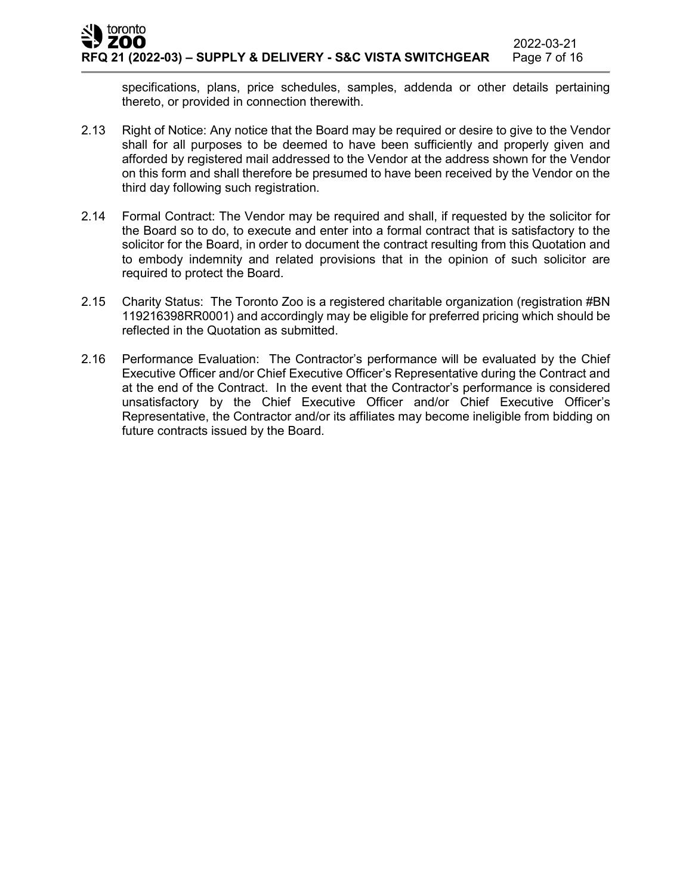specifications, plans, price schedules, samples, addenda or other details pertaining thereto, or provided in connection therewith.

2.13 Right of Notice: Any notice that the Board may be required or desire to give to the Vendor shall for all purposes to be deemed to have been sufficiently and properly given and afforded by registered mail addressed to the Vendor at the address shown for the Vendor on this form and shall therefore be presumed to have been received by the Vendor on the third day following such registration.

2.14 Formal Contract: The Vendor may be required and shall, if requested by the solicitor for the Board so to do, to execute and enter into a formal contract that is satisfactory to the solicitor for the Board, in order to document the contract resulting from this Quotation and to embody indemnity and related provisions that in the opinion of such solicitor are required to protect the Board.

2.15 Charity Status: The Toronto Zoo is a registered charitable organization (registration #BN 119216398RR0001) and accordingly may be eligible for preferred pricing which should be reflected in the Quotation as submitted.

2.16 Performance Evaluation: The Contractor's performance will be evaluated by the Chief Executive Officer and/or Chief Executive Officer's Representative during the Contract and at the end of the Contract. In the event that the Contractor's performance is considered unsatisfactory by the Chief Executive Officer and/or Chief Executive Officer's Representative, the Contractor and/or its affiliates may become ineligible from bidding on future contracts issued by the Board.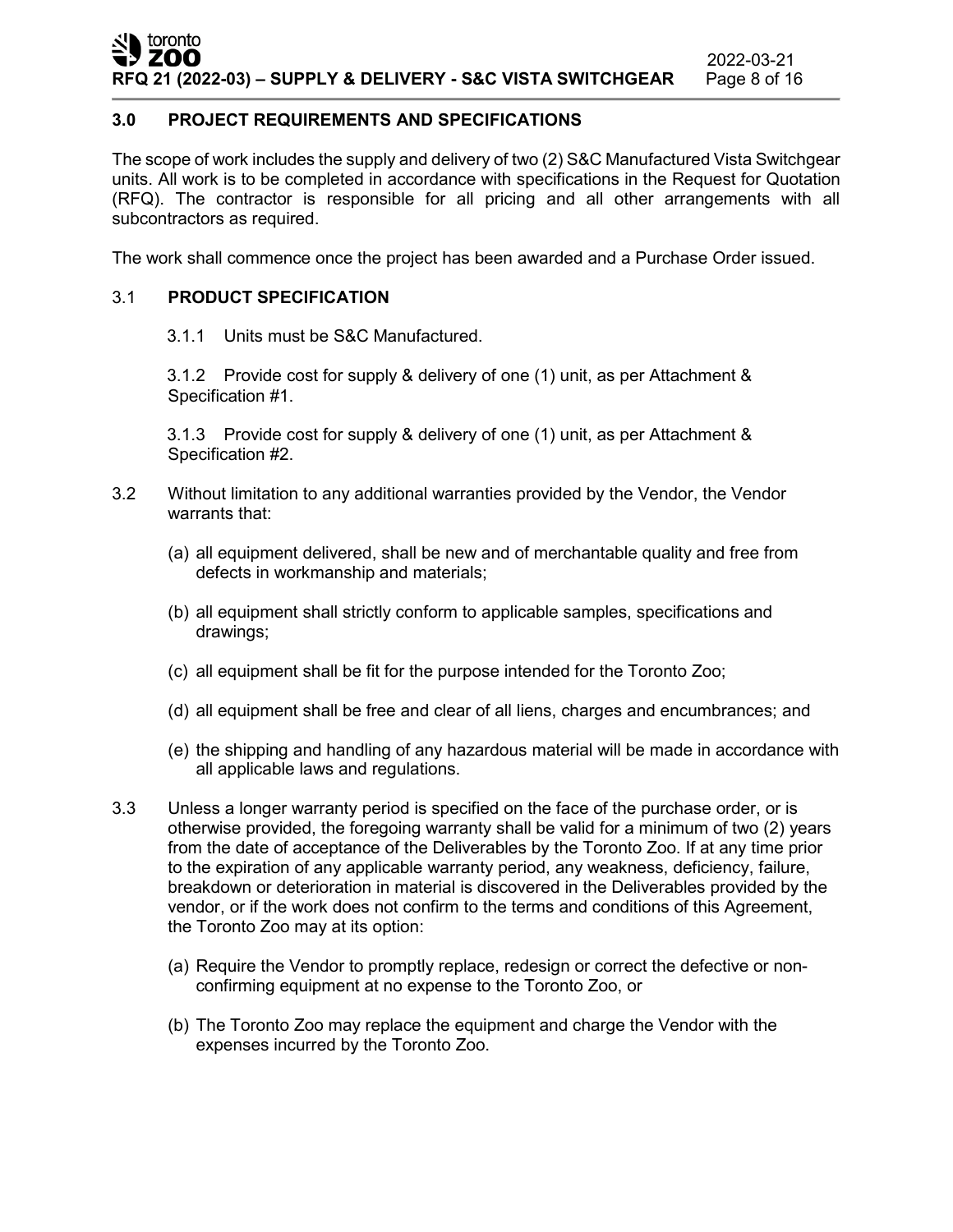## 3.0 PROJECT REQUIREMENTS AND SPECIFICATIONS

The scope of work includes the supply and delivery of two (2) S&C Manufactured Vista Switchgear units. All work is to be completed in accordance with specifications in the Request for Quotation (RFQ). The contractor is responsible for all pricing and all other arrangements with all subcontractors as required.

The work shall commence once the project has been awarded and a Purchase Order issued.

### 3.1 PRODUCT SPECIFICATION

3.1.1 Units must be S&C Manufactured.

3.1.2 Provide cost for supply & delivery of one (1) unit, as per Attachment & Specification #1.

3.1.3 Provide cost for supply & delivery of one (1) unit, as per Attachment & Specification #2.

3.2 Without limitation to any additional warranties provided by the Vendor, the Vendor warrants that:

(a) all equipment delivered, shall be new and of merchantable quality and free from defects in workmanship and materials;

(b) all equipment shall strictly conform to applicable samples, specifications and drawings;

(c) all equipment shall be fit for the purpose intended for the Toronto Zoo;

(d) all equipment shall be free and clear of all liens, charges and encumbrances; and

(e) the shipping and handling of any hazardous material will be made in accordance with all applicable laws and regulations.

3.3 Unless a longer warranty period is specified on the face of the purchase order, or is otherwise provided, the foregoing warranty shall be valid for a minimum of two (2) years from the date of acceptance of the Deliverables by the Toronto Zoo. If at any time prior to the expiration of any applicable warranty period, any weakness, deficiency, failure, breakdown or deterioration in material is discovered in the Deliverables provided by the vendor, or if the work does not confirm to the terms and conditions of this Agreement, the Toronto Zoo may at its option:

(a) Require the Vendor to promptly replace, redesign or correct the defective or non-confirming equipment at no expense to the Toronto Zoo, or

(b) The Toronto Zoo may replace the equipment and charge the Vendor with the expenses incurred by the Toronto Zoo.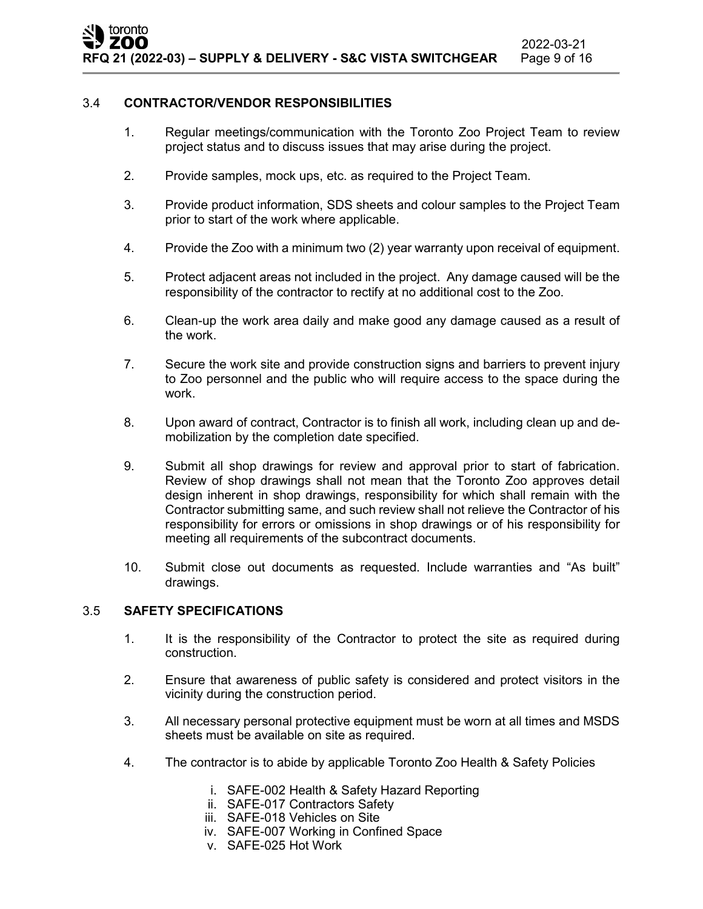## 3.4 CONTRACTOR/VENDOR RESPONSIBILITIES

1. Regular meetings/communication with the Toronto Zoo Project Team to review project status and to discuss issues that may arise during the project.
2. Provide samples, mock ups, etc. as required to the Project Team.
3. Provide product information, SDS sheets and colour samples to the Project Team prior to start of the work where applicable.
4. Provide the Zoo with a minimum two (2) year warranty upon receival of equipment.
5. Protect adjacent areas not included in the project. Any damage caused will be the responsibility of the contractor to rectify at no additional cost to the Zoo.
6. Clean-up the work area daily and make good any damage caused as a result of the work.
7. Secure the work site and provide construction signs and barriers to prevent injury to Zoo personnel and the public who will require access to the space during the work.
8. Upon award of contract, Contractor is to finish all work, including clean up and de-mobilization by the completion date specified.
9. Submit all shop drawings for review and approval prior to start of fabrication. Review of shop drawings shall not mean that the Toronto Zoo approves detail design inherent in shop drawings, responsibility for which shall remain with the Contractor submitting same, and such review shall not relieve the Contractor of his responsibility for errors or omissions in shop drawings or of his responsibility for meeting all requirements of the subcontract documents.
10. Submit close out documents as requested. Include warranties and "As built" drawings.

## 3.5 SAFETY SPECIFICATIONS

1. It is the responsibility of the Contractor to protect the site as required during construction.
2. Ensure that awareness of public safety is considered and protect visitors in the vicinity during the construction period.
3. All necessary personal protective equipment must be worn at all times and MSDS sheets must be available on site as required.
4. The contractor is to abide by applicable Toronto Zoo Health & Safety Policies
   - i. SAFE-002 Health & Safety Hazard Reporting
   - ii. SAFE-017 Contractors Safety
   - iii. SAFE-018 Vehicles on Site
   - iv. SAFE-007 Working in Confined Space
   - v. SAFE-025 Hot Work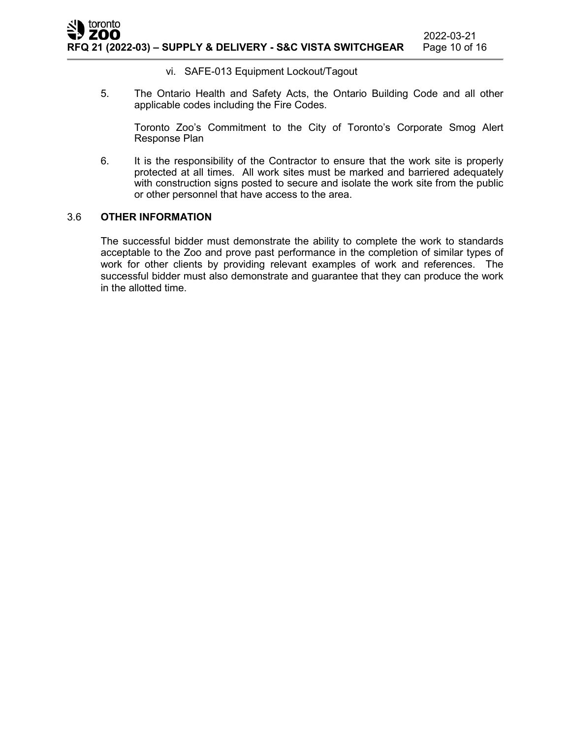vi. SAFE-013 Equipment Lockout/Tagout

5. The Ontario Health and Safety Acts, the Ontario Building Code and all other applicable codes including the Fire Codes.

   Toronto Zoo's Commitment to the City of Toronto's Corporate Smog Alert Response Plan

6. It is the responsibility of the Contractor to ensure that the work site is properly protected at all times. All work sites must be marked and barriered adequately with construction signs posted to secure and isolate the work site from the public or other personnel that have access to the area.

## 3.6 OTHER INFORMATION

The successful bidder must demonstrate the ability to complete the work to standards acceptable to the Zoo and prove past performance in the completion of similar types of work for other clients by providing relevant examples of work and references. The successful bidder must also demonstrate and guarantee that they can produce the work in the allotted time.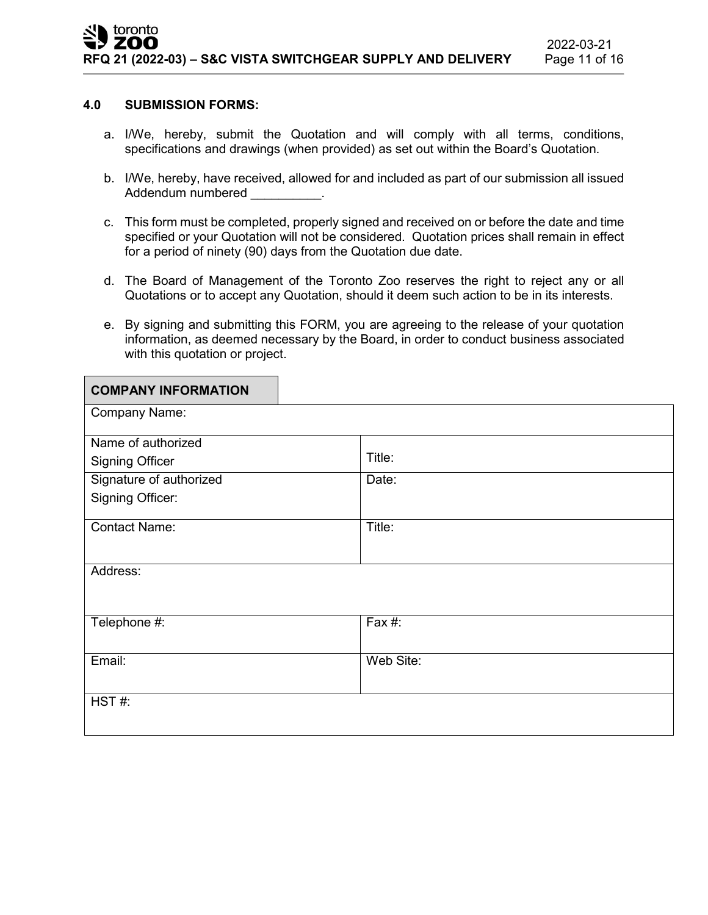### 4.0 SUBMISSION FORMS:

a. I/We, hereby, submit the Quotation and will comply with all terms, conditions, specifications and drawings (when provided) as set out within the Board's Quotation.

b. I/We, hereby, have received, allowed for and included as part of our submission all issued Addendum numbered __________.

c. This form must be completed, properly signed and received on or before the date and time specified or your Quotation will not be considered. Quotation prices shall remain in effect for a period of ninety (90) days from the Quotation due date.

d. The Board of Management of the Toronto Zoo reserves the right to reject any or all Quotations or to accept any Quotation, should it deem such action to be in its interests.

e. By signing and submitting this FORM, you are agreeing to the release of your quotation information, as deemed necessary by the Board, in order to conduct business associated with this quotation or project.

| **COMPANY INFORMATION** | |
|---|---|
| Company Name: | |
| Name of authorized Signing Officer | Title: |
| Signature of authorized Signing Officer: | Date: |
| Contact Name: | Title: |
| Address: | |
| Telephone #: | Fax #: |
| Email: | Web Site: |
| HST #: | |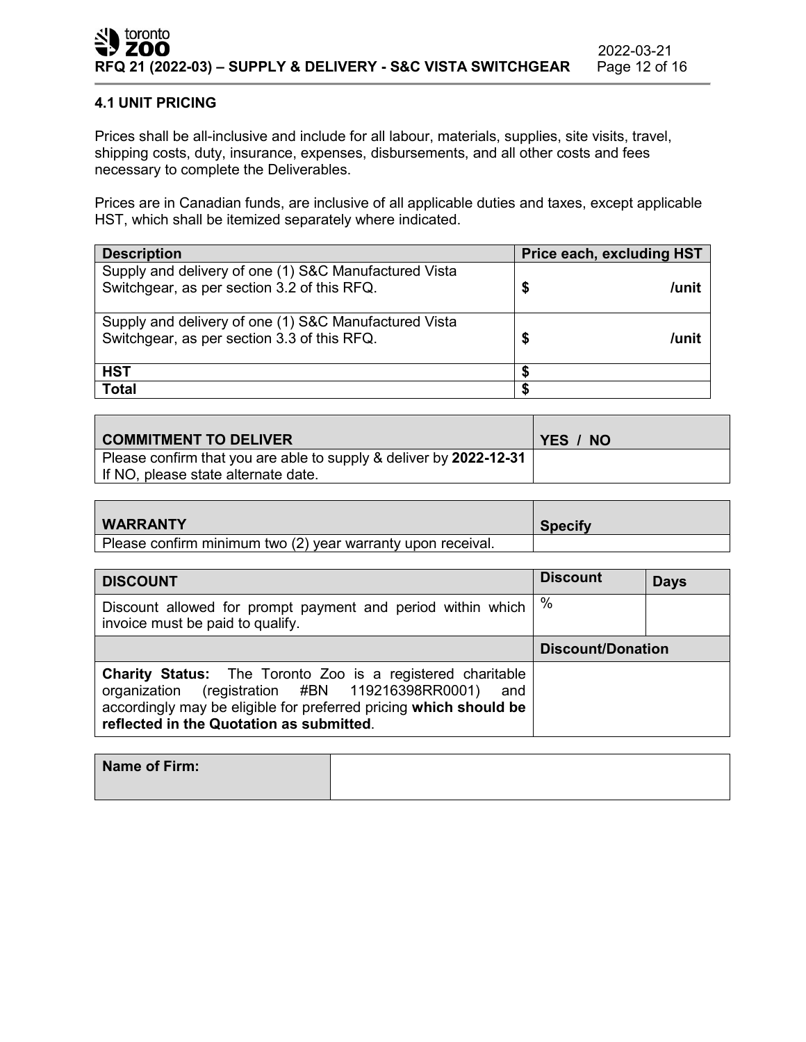### 4.1 UNIT PRICING

Prices shall be all-inclusive and include for all labour, materials, supplies, site visits, travel, shipping costs, duty, insurance, expenses, disbursements, and all other costs and fees necessary to complete the Deliverables.

Prices are in Canadian funds, are inclusive of all applicable duties and taxes, except applicable HST, which shall be itemized separately where indicated.

| Description | Price each, excluding HST |
|---|---|
| Supply and delivery of one (1) S&C Manufactured Vista Switchgear, as per section 3.2 of this RFQ. | $ /unit |
| Supply and delivery of one (1) S&C Manufactured Vista Switchgear, as per section 3.3 of this RFQ. | $ /unit |
| **HST** | $ |
| **Total** | $ |

| COMMITMENT TO DELIVER | YES / NO |
|---|---|
| Please confirm that you are able to supply & deliver by **2022-12-31** If NO, please state alternate date. | |

| WARRANTY | Specify |
|---|---|
| Please confirm minimum two (2) year warranty upon receival. | |

| DISCOUNT | Discount | Days |
|---|---|---|
| Discount allowed for prompt payment and period within which invoice must be paid to qualify. | % | |
| | **Discount/Donation** | |
| **Charity Status:** The Toronto Zoo is a registered charitable organization (registration #BN 119216398RR0001) and accordingly may be eligible for preferred pricing **which should be reflected in the Quotation as submitted**. | | |

| Name of Firm: | |
|---|---|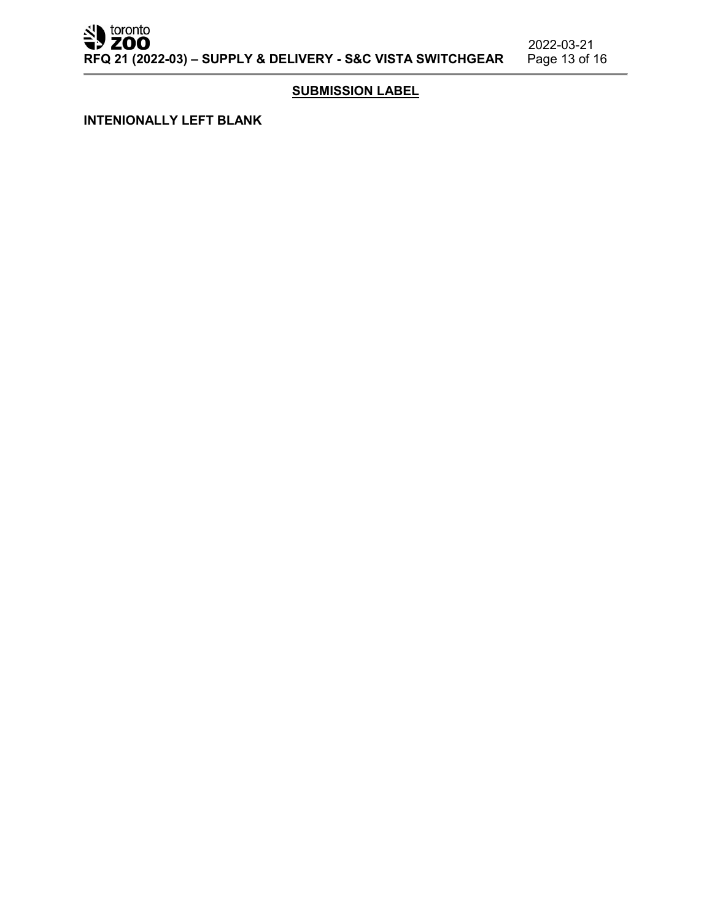## SUBMISSION LABEL

**INTENIONALLY LEFT BLANK**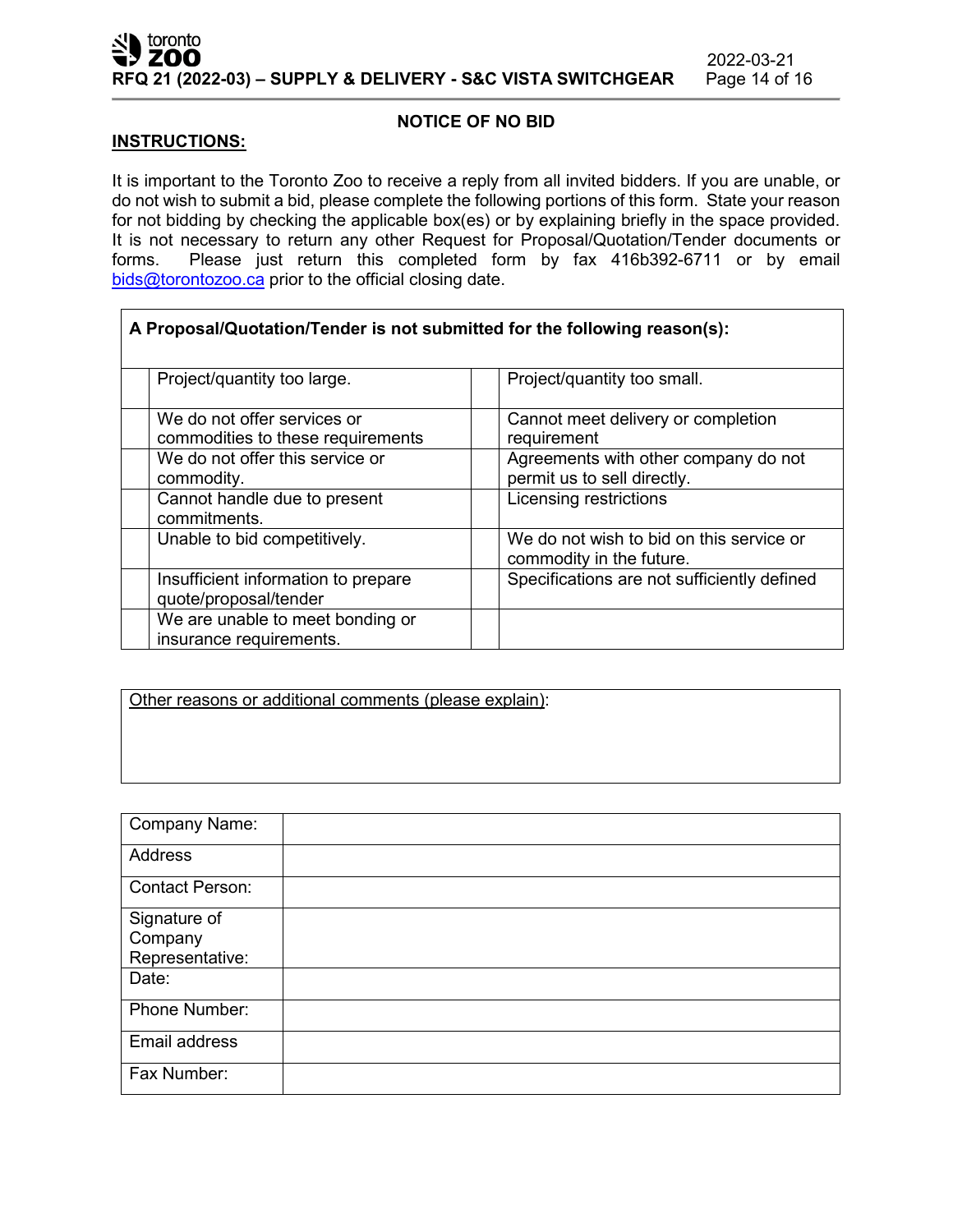## NOTICE OF NO BID

**INSTRUCTIONS:**

It is important to the Toronto Zoo to receive a reply from all invited bidders. If you are unable, or do not wish to submit a bid, please complete the following portions of this form. State your reason for not bidding by checking the applicable box(es) or by explaining briefly in the space provided. It is not necessary to return any other Request for Proposal/Quotation/Tender documents or forms. Please just return this completed form by fax 416b392-6711 or by email bids@torontozoo.ca prior to the official closing date.

| **A Proposal/Quotation/Tender is not submitted for the following reason(s):** | | | |
|---|---|---|---|
| | Project/quantity too large. | | Project/quantity too small. |
| | We do not offer services or commodities to these requirements | | Cannot meet delivery or completion requirement |
| | We do not offer this service or commodity. | | Agreements with other company do not permit us to sell directly. |
| | Cannot handle due to present commitments. | | Licensing restrictions |
| | Unable to bid competitively. | | We do not wish to bid on this service or commodity in the future. |
| | Insufficient information to prepare quote/proposal/tender | | Specifications are not sufficiently defined |
| | We are unable to meet bonding or insurance requirements. | | |

| Other reasons or additional comments (please explain): |
|---|
| |

| Company Name: | |
|---|---|
| Address | |
| Contact Person: | |
| Signature of Company Representative: | |
| Date: | |
| Phone Number: | |
| Email address | |
| Fax Number: | |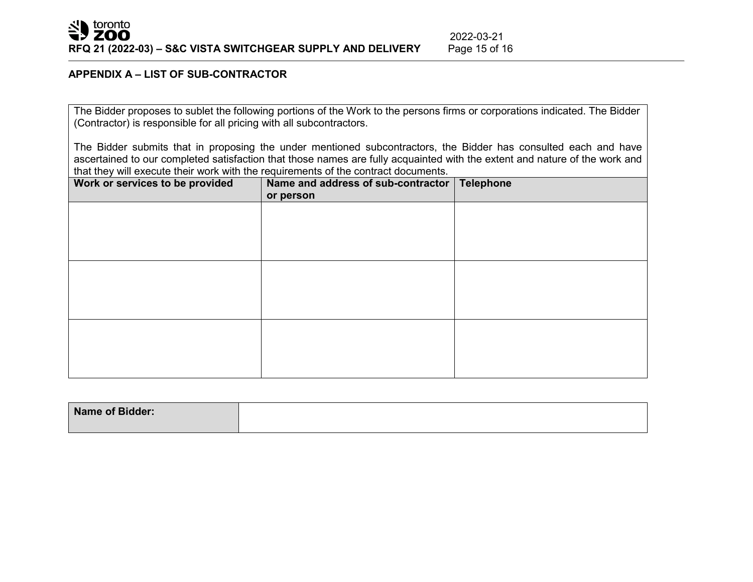## APPENDIX A – LIST OF SUB-CONTRACTOR

The Bidder proposes to sublet the following portions of the Work to the persons firms or corporations indicated. The Bidder (Contractor) is responsible for all pricing with all subcontractors.

The Bidder submits that in proposing the under mentioned subcontractors, the Bidder has consulted each and have ascertained to our completed satisfaction that those names are fully acquainted with the extent and nature of the work and that they will execute their work with the requirements of the contract documents.

| Work or services to be provided | Name and address of sub-contractor or person | Telephone |
| --- | --- | --- |
| | | |
| | | |
| | | |

| Name of Bidder: | |
| --- | --- |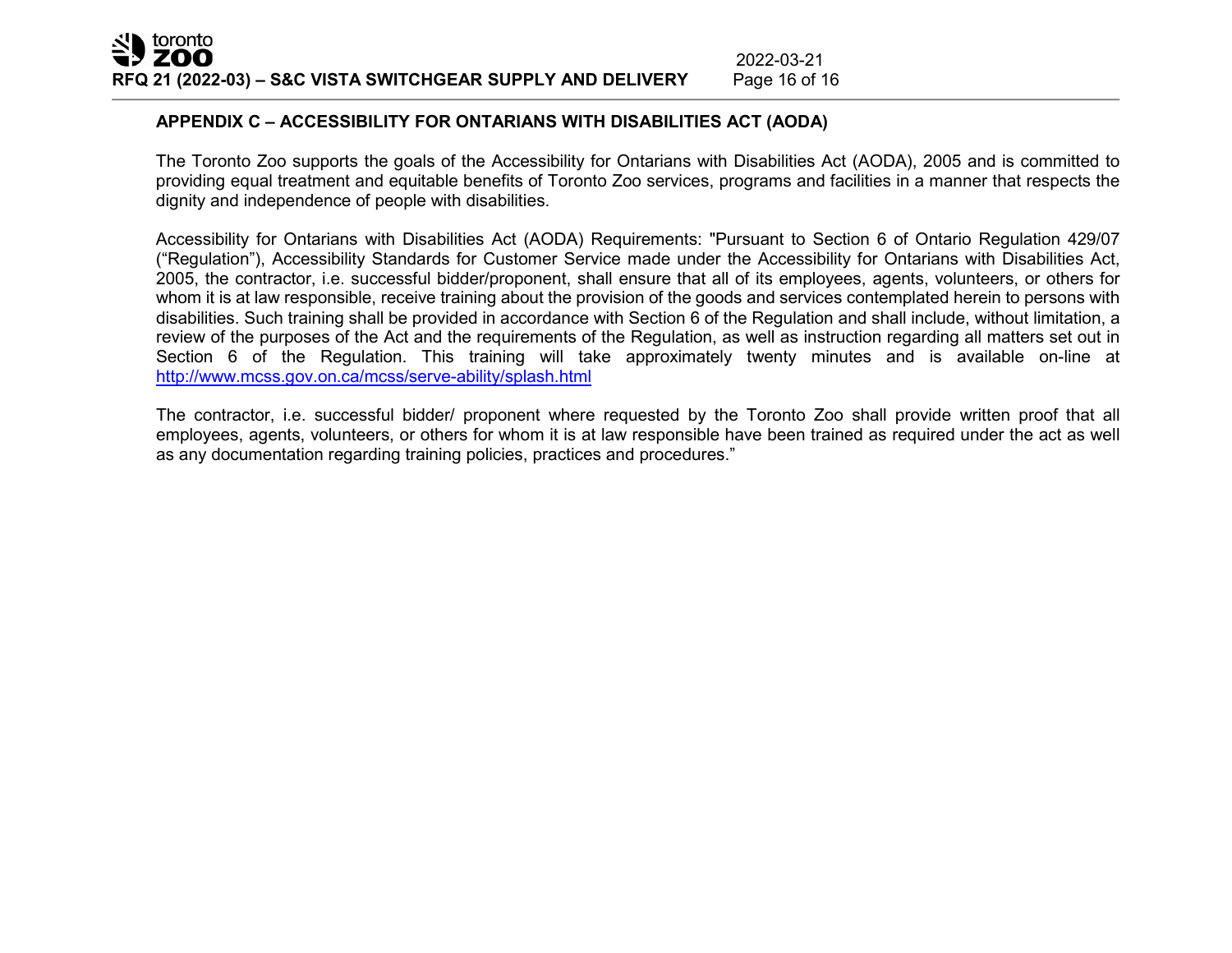## APPENDIX C – ACCESSIBILITY FOR ONTARIANS WITH DISABILITIES ACT (AODA)

The Toronto Zoo supports the goals of the Accessibility for Ontarians with Disabilities Act (AODA), 2005 and is committed to providing equal treatment and equitable benefits of Toronto Zoo services, programs and facilities in a manner that respects the dignity and independence of people with disabilities.

Accessibility for Ontarians with Disabilities Act (AODA) Requirements: "Pursuant to Section 6 of Ontario Regulation 429/07 (“Regulation”), Accessibility Standards for Customer Service made under the Accessibility for Ontarians with Disabilities Act, 2005, the contractor, i.e. successful bidder/proponent, shall ensure that all of its employees, agents, volunteers, or others for whom it is at law responsible, receive training about the provision of the goods and services contemplated herein to persons with disabilities. Such training shall be provided in accordance with Section 6 of the Regulation and shall include, without limitation, a review of the purposes of the Act and the requirements of the Regulation, as well as instruction regarding all matters set out in Section 6 of the Regulation. This training will take approximately twenty minutes and is available on-line at http://www.mcss.gov.on.ca/mcss/serve-ability/splash.html

The contractor, i.e. successful bidder/ proponent where requested by the Toronto Zoo shall provide written proof that all employees, agents, volunteers, or others for whom it is at law responsible have been trained as required under the act as well as any documentation regarding training policies, practices and procedures.”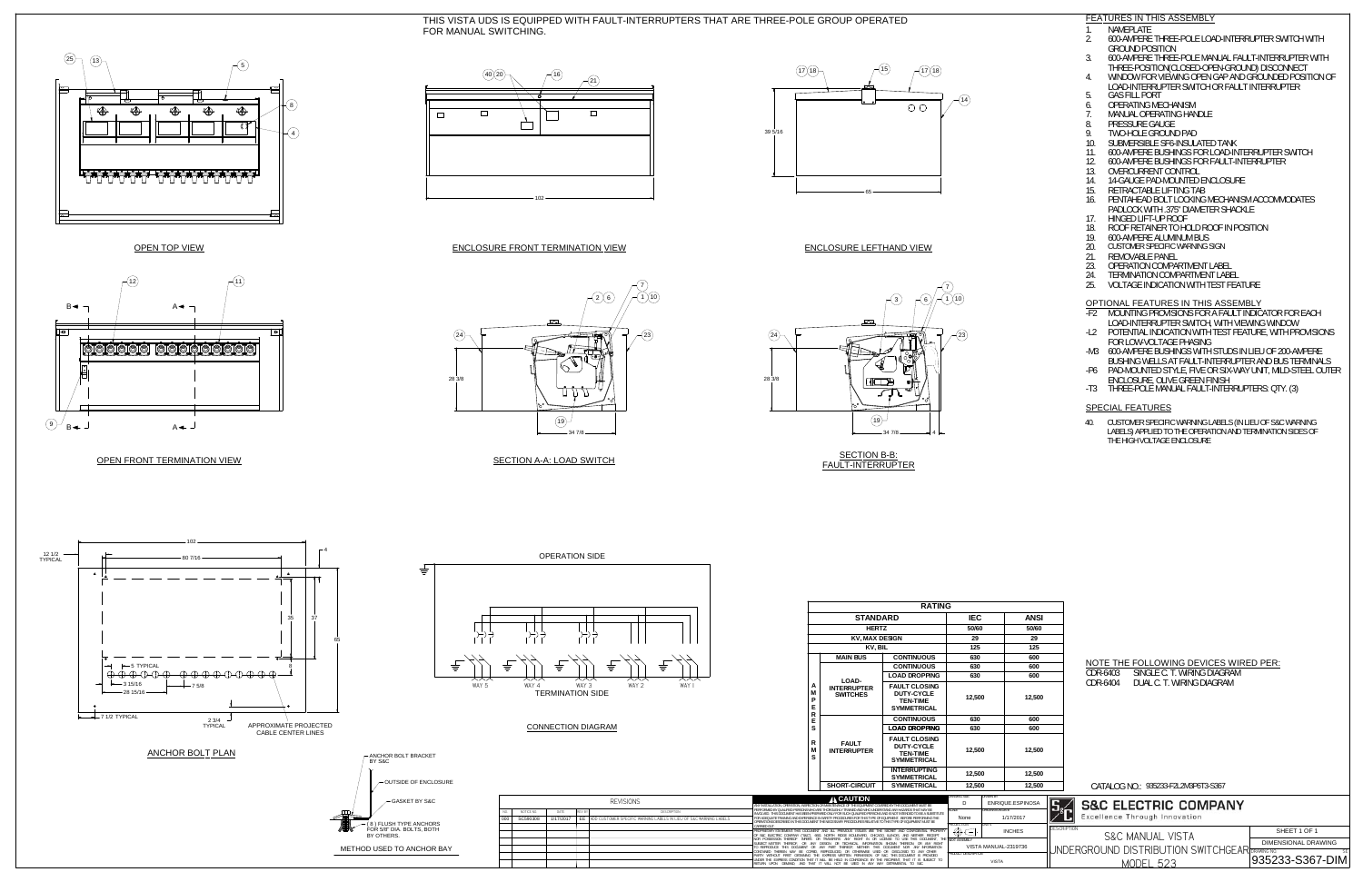THIS VISTA UDS IS EQUIPPED WITH FAULT-INTERRUPTERS THAT ARE THREE-POLE GROUP OPERATED FOR MANUAL SWITCHING.

OPEN TOP VIEW

ENCLOSURE FRONT TERMINATION VIEW

ENCLOSURE LEFTHAND VIEW

OPEN FRONT TERMINATION VIEW

SECTION A-A: LOAD SWITCH

SECTION B-B: FAULT-INTERRUPTER

ANCHOR BOLT PLAN

APPROXIMATE PROJECTED CABLE CENTER LINES

OPERATION SIDE

TERMINATION SIDE

CONNECTION DIAGRAM

- ANCHOR BOLT BRACKET BY S&C
- OUTSIDE OF ENCLOSURE
- GASKET BY S&C
- (8) FLUSH TYPE ANCHORS FOR 5/8" DIA. BOLTS, BOTH BY OTHERS.

METHOD USED TO ANCHOR BAY

## FEATURES IN THIS ASSEMBLY

1. NAMEPLATE
2. 600-AMPERE THREE-POLE LOAD-INTERRUPTER SWITCH WITH GROUND POSITION
3. 600-AMPERE THREE-POLE MANUAL FAULT-INTERRUPTER WITH THREE-POSITION (CLOSED-OPEN-GROUND) DISCONNECT
4. WINDOW FOR VIEWING OPEN GAP AND GROUNDED POSITION OF LOAD-INTERRUPTER SWITCH OR FAULT INTERRUPTER
5. GAS FILL PORT
6. OPERATING MECHANISM
7. MANUAL OPERATING HANDLE
8. PRESSURE GAUGE
9. TWO-HOLE GROUND PAD
10. SUBMERSIBLE SF6-INSULATED TANK
11. 600-AMPERE BUSHINGS FOR LOAD-INTERRUPTER SWITCH
12. 600-AMPERE BUSHINGS FOR FAULT-INTERRUPTER
13. OVERCURRENT CONTROL
14. 14-GAUGE PAD-MOUNTED ENCLOSURE
15. RETRACTABLE LIFTING TAB
16. PENTAHEAD BOLT LOCKING MECHANISM ACCOMMODATES PADLOCK WITH .375" DIAMETER SHACKLE
17. HINGED LIFT-UP ROOF
18. ROOF RETAINER TO HOLD ROOF IN POSITION
19. 600-AMPERE ALUMINUM BUS
20. CUSTOMER SPECIFIC WARNING SIGN
21. REMOVABLE PANEL
23. OPERATION COMPARTMENT LABEL
24. TERMINATION COMPARTMENT LABEL
25. VOLTAGE INDICATION WITH TEST FEATURE

## OPTIONAL FEATURES IN THIS ASSEMBLY

- -F2 MOUNTING PROVISIONS FOR A FAULT INDICATOR FOR EACH LOAD-INTERRUPTER SWITCH, WITH VIEWING WINDOW
- -L2 POTENTIAL INDICATION WITH TEST FEATURE, WITH PROVISIONS FOR LOW-VOLTAGE PHASING
- -M3 600-AMPERE BUSHINGS WITH STUDS IN LIEU OF 200-AMPERE BUSHING WELLS AT FAULT-INTERRUPTER AND BUS TERMINALS
- -P6 PAD-MOUNTED STYLE, FIVE OR SIX-WAY UNIT, MILD-STEEL OUTER ENCLOSURE, OLIVE GREEN FINISH
- -T3 THREE-POLE MANUAL FAULT-INTERRUPTERS: QTY. (3)

## SPECIAL FEATURES

40. CUSTOMER SPECIFIC WARNING LABELS (IN LIEU OF S&C WARNING LABELS) APPLIED TO THE OPERATION AND TERMINATION SIDES OF THE HIGH VOLTAGE ENCLOSURE

NOTE THE FOLLOWING DEVICES WIRED PER:
CDR-6403 SINGLE C. T. WIRING DIAGRAM
CDR-6404 DUAL C. T. WIRING DIAGRAM

| RATING | | | | |
|---|---|---|---|---|
| STANDARD | | | IEC | ANSI |
| HERTZ | | | 50/60 | 50/60 |
| KV, MAX DESIGN | | | 29 | 29 |
| KV, BIL | | | 125 | 125 |
| AMPERES RMS | MAIN BUS | CONTINUOUS | 630 | 600 |
| | LOAD-INTERRUPTER SWITCHES | CONTINUOUS | 630 | 600 |
| | | LOAD DROPPING | 630 | 600 |
| | | FAULT CLOSING DUTY-CYCLE TEN-TIME SYMMETRICAL | 12,500 | 12,500 |
| | FAULT INTERRUPTER | CONTINUOUS | 630 | 600 |
| | | LOAD DROPPING | 630 | 600 |
| | | FAULT CLOSING DUTY-CYCLE TEN-TIME SYMMETRICAL | 12,500 | 12,500 |
| | | INTERRUPTING SYMMETRICAL | 12,500 | 12,500 |
| | SHORT-CIRCUIT | SYMMETRICAL | 12,500 | 12,500 |

CATALOG NO.: 935233-F2L2M3P6T3-S367

| REVISIONS | | | | |
|---|---|---|---|---|
| NO. | NOTICE NO. | DATE | REV. BY | DESCRIPTION |
| 000 | SCS#0308 | 1/17/2017 | EE | ADD CUSTOMER SPECIFIC WARNING LABELS IN LIEU OF S&C WARNING LABELS |

**CAUTION**

DRAWN BY: ENRIQUE.ESPINOSA
SCALE: None
DATE: 1/17/2017
INCHES
VISTA MANUAL-2319736
VISTA

**S&C ELECTRIC COMPANY**
Excellence Through Innovation

S&C MANUAL VISTA
UNDERGROUND DISTRIBUTION SWITCHGEAR
MODEL 523

SHEET 1 OF 1
DIMENSIONAL DRAWING
935233-S367-DIM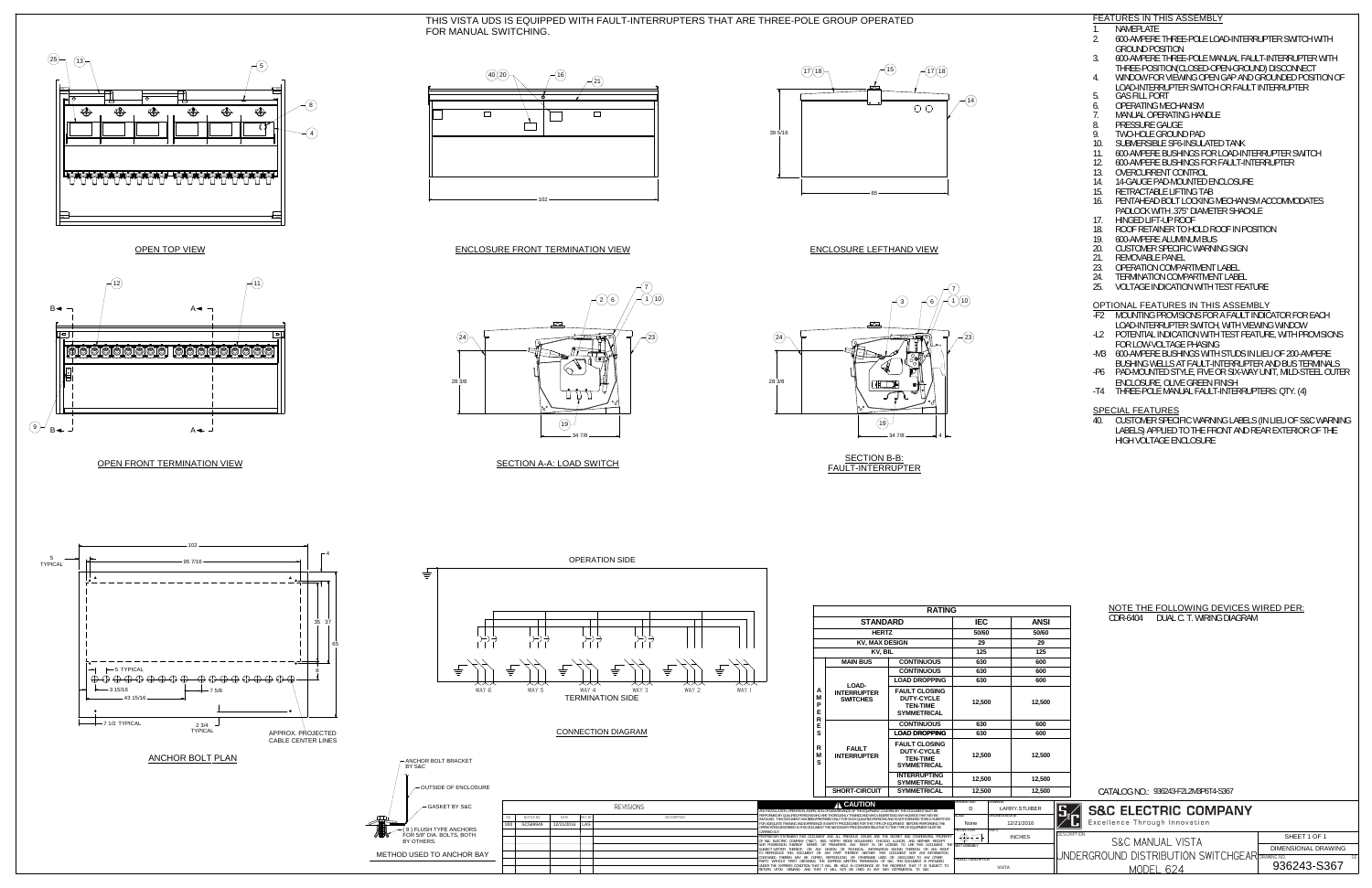THIS VISTA UDS IS EQUIPPED WITH FAULT-INTERRUPTERS THAT ARE THREE-POLE GROUP OPERATED FOR MANUAL SWITCHING.

OPEN TOP VIEW

ENCLOSURE FRONT TERMINATION VIEW

ENCLOSURE LEFTHAND VIEW

OPEN FRONT TERMINATION VIEW

SECTION A-A: LOAD SWITCH

SECTION B-B: FAULT-INTERRUPTER

ANCHOR BOLT PLAN

CONNECTION DIAGRAM

METHOD USED TO ANCHOR BAY

## FEATURES IN THIS ASSEMBLY

1. NAMEPLATE
2. 600-AMPERE THREE-POLE LOAD-INTERRUPTER SWITCH WITH GROUND POSITION
3. 600-AMPERE THREE-POLE MANUAL FAULT-INTERRUPTER WITH THREE-POSITION(CLOSED-OPEN-GROUND) DISCONNECT
4. WINDOW FOR VIEWING OPEN GAP AND GROUNDED POSITION OF LOAD-INTERRUPTER SWITCH OR FAULT INTERRUPTER
5. GAS FILL PORT
6. OPERATING MECHANISM
7. MANUAL OPERATING HANDLE
8. PRESSURE GAUGE
9. TWO-HOLE GROUND PAD
10. SUBMERSIBLE SF6-INSULATED TANK
11. 600-AMPERE BUSHINGS FOR LOAD-INTERRUPTER SWITCH
12. 600-AMPERE BUSHINGS FOR FAULT-INTERRUPTER
13. OVERCURRENT CONTROL
14. 14-GAUGE PAD-MOUNTED ENCLOSURE
15. RETRACTABLE LIFTING TAB
16. PENTAHEAD BOLT LOCKING MECHANISM ACCOMMODATES PADLOCK WITH .375" DIAMETER SHACKLE
17. HINGED LIFT-UP ROOF
18. ROOF RETAINER TO HOLD ROOF IN POSITION
19. 600-AMPERE ALUMINUM BUS
20. CUSTOMER SPECIFIC WARNING SIGN
21. REMOVABLE PANEL
23. OPERATION COMPARTMENT LABEL
24. TERMINATION COMPARTMENT LABEL
25. VOLTAGE INDICATION WITH TEST FEATURE

## OPTIONAL FEATURES IN THIS ASSEMBLY

- -F2 MOUNTING PROVISIONS FOR A FAULT INDICATOR FOR EACH LOAD-INTERRUPTER SWITCH, WITH VIEWING WINDOW
- -L2 POTENTIAL INDICATION WITH TEST FEATURE, WITH PROVISIONS FOR LOW-VOLTAGE PHASING
- -M3 600-AMPERE BUSHINGS WITH STUDS IN LIEU OF 200-AMPERE BUSHING WELLS AT FAULT-INTERRUPTER AND BUS TERMINALS
- -P6 PAD-MOUNTED STYLE, FIVE OR SIX-WAY UNIT, MILD-STEEL OUTER ENCLOSURE, OLIVE GREEN FINISH
- -T4 THREE-POLE MANUAL FAULT-INTERRUPTERS: QTY. (4)

## SPECIAL FEATURES

40. CUSTOMER SPECIFIC WARNING LABELS (IN LIEU OF S&C WARNING LABELS) APPLIED TO THE FRONT AND REAR EXTERIOR OF THE HIGH VOLTAGE ENCLOSURE

NOTE THE FOLLOWING DEVICES WIRED PER:
CDR-6404 DUAL C. T. WIRING DIAGRAM

| RATING | | | | |
|---|---|---|---|---|
| STANDARD | | | IEC | ANSI |
| HERTZ | | | 50/60 | 50/60 |
| KV, MAX DESIGN | | | 29 | 29 |
| KV, BIL | | | 125 | 125 |
| AMPERES RMS | MAIN BUS | CONTINUOUS | 630 | 600 |
| | LOAD-INTERRUPTER SWITCHES | CONTINUOUS | 630 | 600 |
| | | LOAD DROPPING | 630 | 600 |
| | | FAULT CLOSING DUTY-CYCLE TEN-TIME SYMMETRICAL | 12,500 | 12,500 |
| | FAULT INTERRUPTER | CONTINUOUS | 630 | 600 |
| | | LOAD DROPPING | 630 | 600 |
| | | FAULT CLOSING DUTY-CYCLE TEN-TIME SYMMETRICAL | 12,500 | 12,500 |
| | | INTERRUPTING SYMMETRICAL | 12,500 | 12,500 |
| | SHORT-CIRCUIT | SYMMETRICAL | 12,500 | 12,500 |

CATALOG NO.: 936243-F2L2M3P6T4-S367

| REVISIONS | | | | |
|---|---|---|---|---|
| NO. | NOTICE NO. | DATE | REV. BY | DESCRIPTION |
| 000 | SCS89449 | 12/21/2016 | LAS | |

S&C ELECTRIC COMPANY — Excellence Through Innovation

S&C MANUAL VISTA UNDERGROUND DISTRIBUTION SWITCHGEAR MODEL 624

SHEET 1 OF 1 — DIMENSIONAL DRAWING — 936243-S367

DRAWN BY: LARRY.STUBER — SCALE: None — DATE: 12/21/2016 — UNITS: INCHES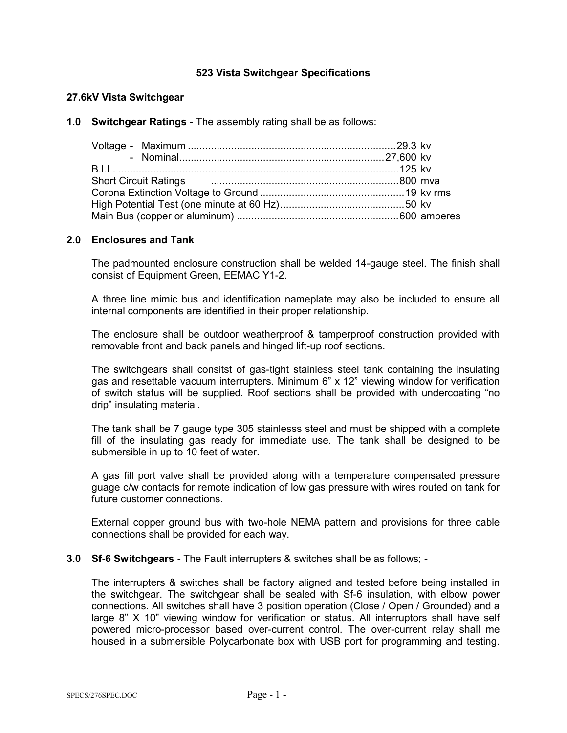**523 Vista Switchgear Specifications**

**27.6kV Vista Switchgear**

**1.0 Switchgear Ratings -** The assembly rating shall be as follows:

| | |
|---|---|
| Voltage - Maximum | 29.3 kv |
| - Nominal | 27,600 kv |
| B.I.L. | 125 kv |
| Short Circuit Ratings | 800 mva |
| Corona Extinction Voltage to Ground | 19 kv rms |
| High Potential Test (one minute at 60 Hz) | 50 kv |
| Main Bus (copper or aluminum) | 600 amperes |

**2.0 Enclosures and Tank**

The padmounted enclosure construction shall be welded 14-gauge steel. The finish shall consist of Equipment Green, EEMAC Y1-2.

A three line mimic bus and identification nameplate may also be included to ensure all internal components are identified in their proper relationship.

The enclosure shall be outdoor weatherproof & tamperproof construction provided with removable front and back panels and hinged lift-up roof sections.

The switchgears shall consitst of gas-tight stainless steel tank containing the insulating gas and resettable vacuum interrupters. Minimum 6" x 12" viewing window for verification of switch status will be supplied. Roof sections shall be provided with undercoating "no drip" insulating material.

The tank shall be 7 gauge type 305 stainlesss steel and must be shipped with a complete fill of the insulating gas ready for immediate use. The tank shall be designed to be submersible in up to 10 feet of water.

A gas fill port valve shall be provided along with a temperature compensated pressure guage c/w contacts for remote indication of low gas pressure with wires routed on tank for future customer connections.

External copper ground bus with two-hole NEMA pattern and provisions for three cable connections shall be provided for each way.

**3.0 Sf-6 Switchgears -** The Fault interrupters & switches shall be as follows; -

The interrupters & switches shall be factory aligned and tested before being installed in the switchgear. The switchgear shall be sealed with Sf-6 insulation, with elbow power connections. All switches shall have 3 position operation (Close / Open / Grounded) and a large 8" X 10" viewing window for verification or status. All interruptors shall have self powered micro-processor based over-current control. The over-current relay shall me housed in a submersible Polycarbonate box with USB port for programming and testing.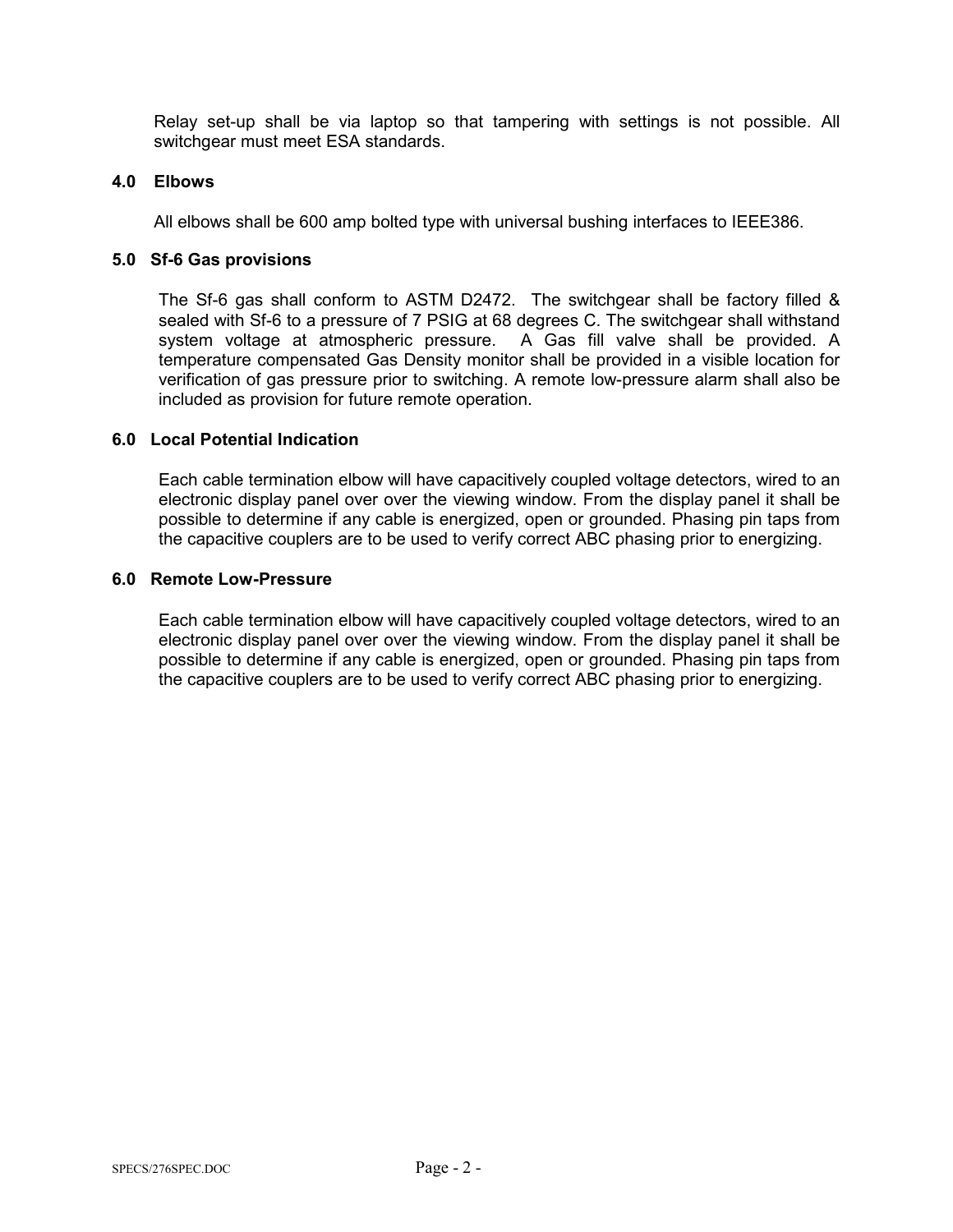Relay set-up shall be via laptop so that tampering with settings is not possible. All switchgear must meet ESA standards.

### 4.0 Elbows

All elbows shall be 600 amp bolted type with universal bushing interfaces to IEEE386.

### 5.0 Sf-6 Gas provisions

The Sf-6 gas shall conform to ASTM D2472. The switchgear shall be factory filled & sealed with Sf-6 to a pressure of 7 PSIG at 68 degrees C. The switchgear shall withstand system voltage at atmospheric pressure. A Gas fill valve shall be provided. A temperature compensated Gas Density monitor shall be provided in a visible location for verification of gas pressure prior to switching. A remote low-pressure alarm shall also be included as provision for future remote operation.

### 6.0 Local Potential Indication

Each cable termination elbow will have capacitively coupled voltage detectors, wired to an electronic display panel over over the viewing window. From the display panel it shall be possible to determine if any cable is energized, open or grounded. Phasing pin taps from the capacitive couplers are to be used to verify correct ABC phasing prior to energizing.

### 6.0 Remote Low-Pressure

Each cable termination elbow will have capacitively coupled voltage detectors, wired to an electronic display panel over over the viewing window. From the display panel it shall be possible to determine if any cable is energized, open or grounded. Phasing pin taps from the capacitive couplers are to be used to verify correct ABC phasing prior to energizing.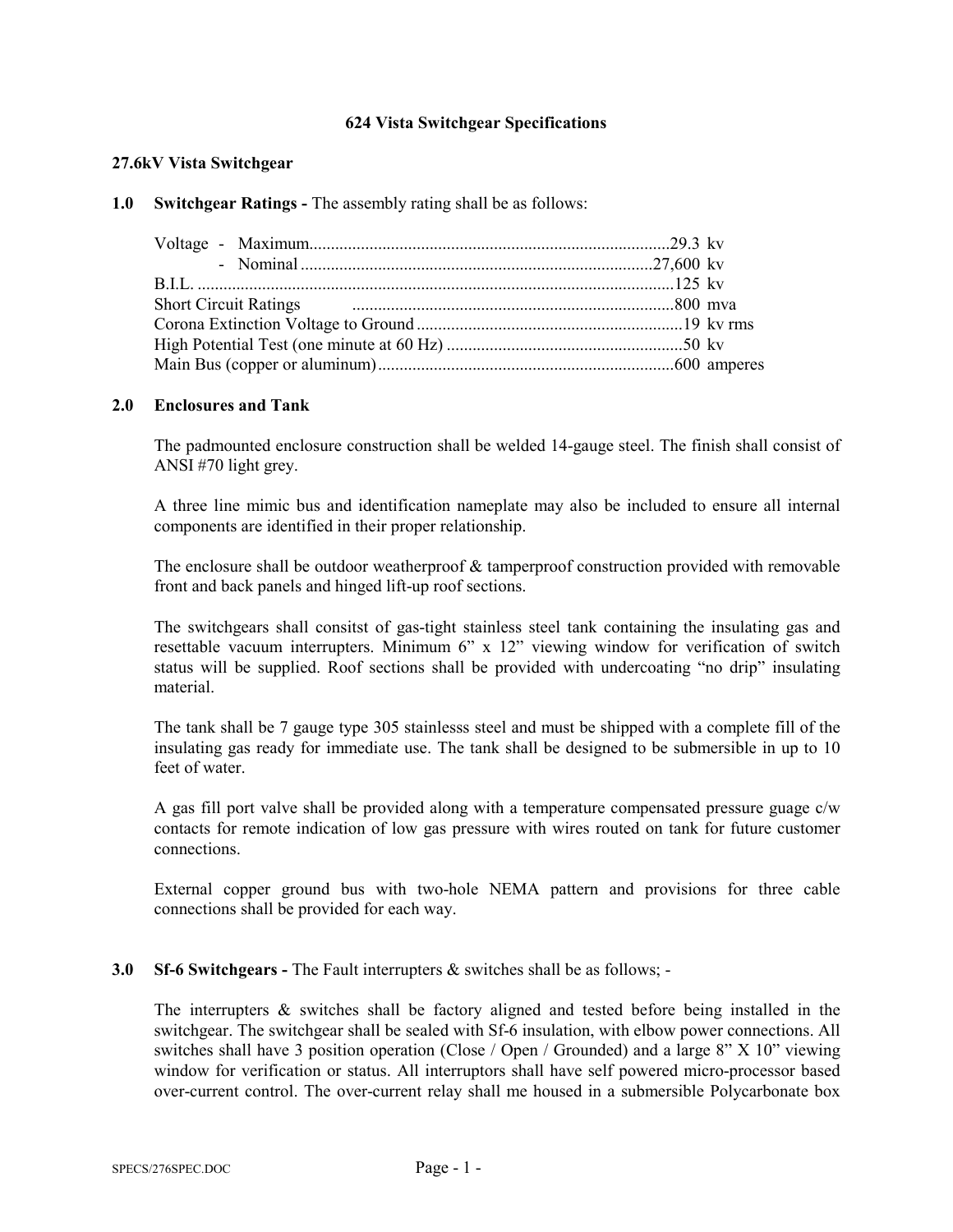**624 Vista Switchgear Specifications**

**27.6kV Vista Switchgear**

**1.0 Switchgear Ratings -** The assembly rating shall be as follows:

| | |
|---|---|
| Voltage - Maximum | 29.3 kv |
| - Nominal | 27,600 kv |
| B.I.L. | 125 kv |
| Short Circuit Ratings | 800 mva |
| Corona Extinction Voltage to Ground | 19 kv rms |
| High Potential Test (one minute at 60 Hz) | 50 kv |
| Main Bus (copper or aluminum) | 600 amperes |

**2.0 Enclosures and Tank**

The padmounted enclosure construction shall be welded 14-gauge steel. The finish shall consist of ANSI #70 light grey.

A three line mimic bus and identification nameplate may also be included to ensure all internal components are identified in their proper relationship.

The enclosure shall be outdoor weatherproof & tamperproof construction provided with removable front and back panels and hinged lift-up roof sections.

The switchgears shall consitst of gas-tight stainless steel tank containing the insulating gas and resettable vacuum interrupters. Minimum 6" x 12" viewing window for verification of switch status will be supplied. Roof sections shall be provided with undercoating "no drip" insulating material.

The tank shall be 7 gauge type 305 stainlesss steel and must be shipped with a complete fill of the insulating gas ready for immediate use. The tank shall be designed to be submersible in up to 10 feet of water.

A gas fill port valve shall be provided along with a temperature compensated pressure guage c/w contacts for remote indication of low gas pressure with wires routed on tank for future customer connections.

External copper ground bus with two-hole NEMA pattern and provisions for three cable connections shall be provided for each way.

**3.0 Sf-6 Switchgears -** The Fault interrupters & switches shall be as follows; -

The interrupters & switches shall be factory aligned and tested before being installed in the switchgear. The switchgear shall be sealed with Sf-6 insulation, with elbow power connections. All switches shall have 3 position operation (Close / Open / Grounded) and a large 8" X 10" viewing window for verification or status. All interruptors shall have self powered micro-processor based over-current control. The over-current relay shall me housed in a submersible Polycarbonate box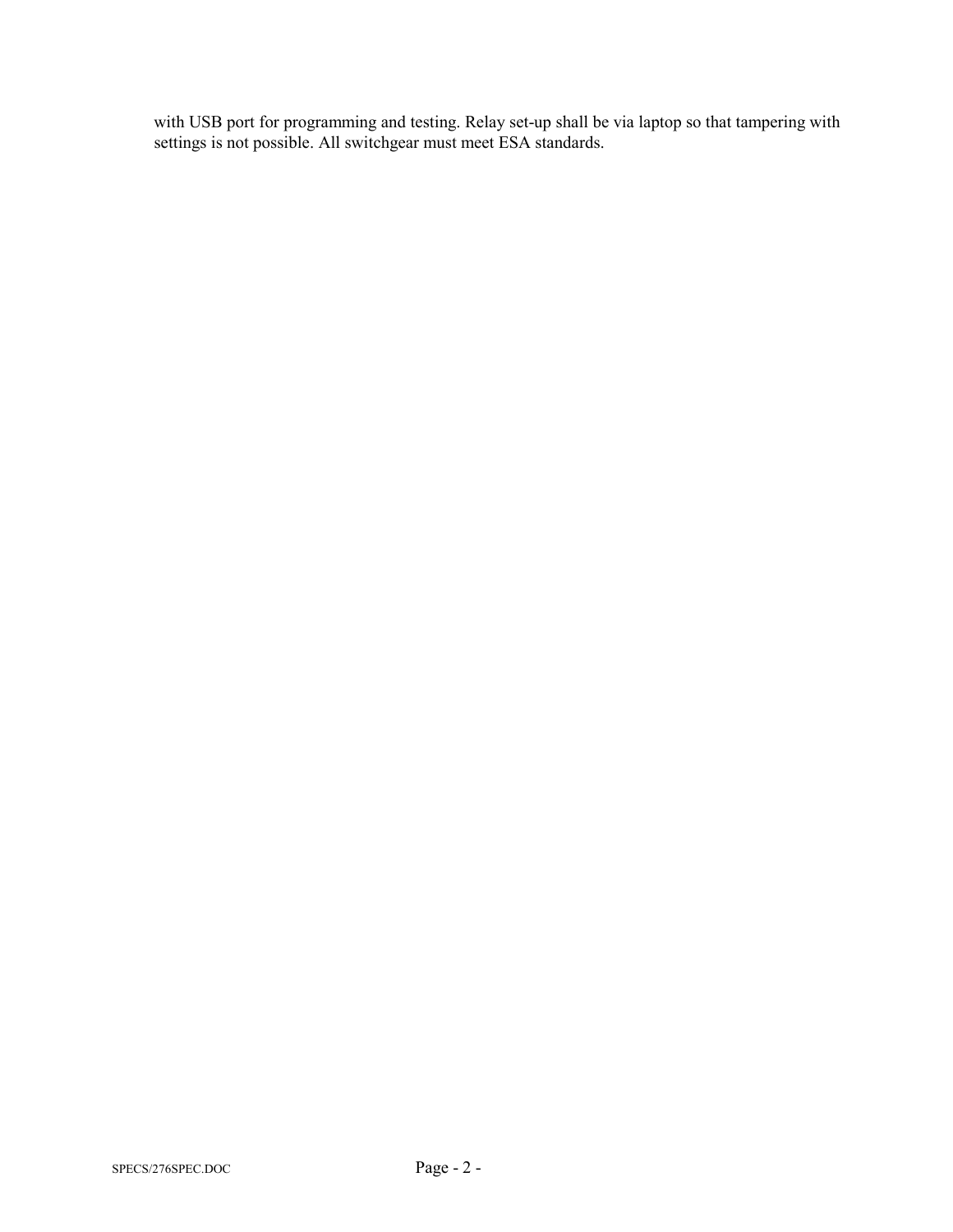with USB port for programming and testing. Relay set-up shall be via laptop so that tampering with settings is not possible. All switchgear must meet ESA standards.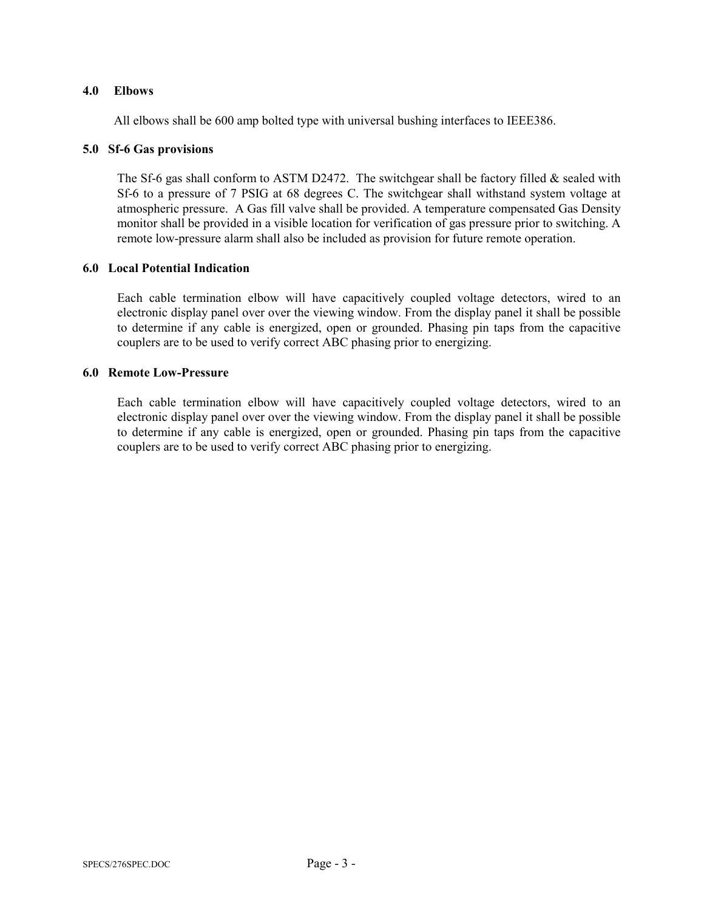## 4.0 Elbows

All elbows shall be 600 amp bolted type with universal bushing interfaces to IEEE386.

## 5.0 Sf-6 Gas provisions

The Sf-6 gas shall conform to ASTM D2472. The switchgear shall be factory filled & sealed with Sf-6 to a pressure of 7 PSIG at 68 degrees C. The switchgear shall withstand system voltage at atmospheric pressure. A Gas fill valve shall be provided. A temperature compensated Gas Density monitor shall be provided in a visible location for verification of gas pressure prior to switching. A remote low-pressure alarm shall also be included as provision for future remote operation.

## 6.0 Local Potential Indication

Each cable termination elbow will have capacitively coupled voltage detectors, wired to an electronic display panel over over the viewing window. From the display panel it shall be possible to determine if any cable is energized, open or grounded. Phasing pin taps from the capacitive couplers are to be used to verify correct ABC phasing prior to energizing.

## 6.0 Remote Low-Pressure

Each cable termination elbow will have capacitively coupled voltage detectors, wired to an electronic display panel over over the viewing window. From the display panel it shall be possible to determine if any cable is energized, open or grounded. Phasing pin taps from the capacitive couplers are to be used to verify correct ABC phasing prior to energizing.